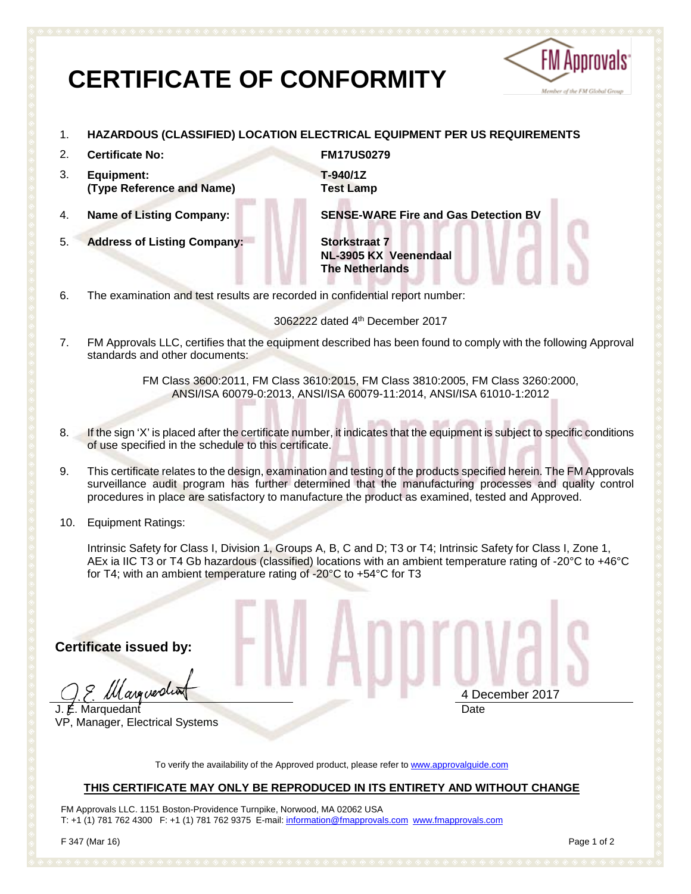# CERTIFICATE OF CONFORMITY

1. **HAZARDOUS (CLASSIFIED) LOCATION ELECTRICAL EQUIPMENT PER US REQUIREMENTS**

2. **Certificate No:** **FM17US0279**

3. **Equipment: (Type Reference and Name)** **T-940/1Z Test Lamp**

4. **Name of Listing Company:** **SENSE-WARE Fire and Gas Detection BV**

5. **Address of Listing Company:** **Storkstraat 7 NL-3905 KX Veenendaal The Netherlands**

6. The examination and test results are recorded in confidential report number:

   3062222 dated 4th December 2017

7. FM Approvals LLC, certifies that the equipment described has been found to comply with the following Approval standards and other documents:

   FM Class 3600:2011, FM Class 3610:2015, FM Class 3810:2005, FM Class 3260:2000, ANSI/ISA 60079-0:2013, ANSI/ISA 60079-11:2014, ANSI/ISA 61010-1:2012

8. If the sign 'X' is placed after the certificate number, it indicates that the equipment is subject to specific conditions of use specified in the schedule to this certificate.

9. This certificate relates to the design, examination and testing of the products specified herein. The FM Approvals surveillance audit program has further determined that the manufacturing processes and quality control procedures in place are satisfactory to manufacture the product as examined, tested and Approved.

10. Equipment Ratings:

    Intrinsic Safety for Class I, Division 1, Groups A, B, C and D; T3 or T4; Intrinsic Safety for Class I, Zone 1, AEx ia IIC T3 or T4 Gb hazardous (classified) locations with an ambient temperature rating of -20°C to +46°C for T4; with an ambient temperature rating of -20°C to +54°C for T3

**Certificate issued by:**

J. E. Marquedant
VP, Manager, Electrical Systems

4 December 2017
Date

To verify the availability of the Approved product, please refer to www.approvalguide.com

**THIS CERTIFICATE MAY ONLY BE REPRODUCED IN ITS ENTIRETY AND WITHOUT CHANGE**

FM Approvals LLC. 1151 Boston-Providence Turnpike, Norwood, MA 02062 USA
T: +1 (1) 781 762 4300 F: +1 (1) 781 762 9375 E-mail: information@fmapprovals.com www.fmapprovals.com

F 347 (Mar 16)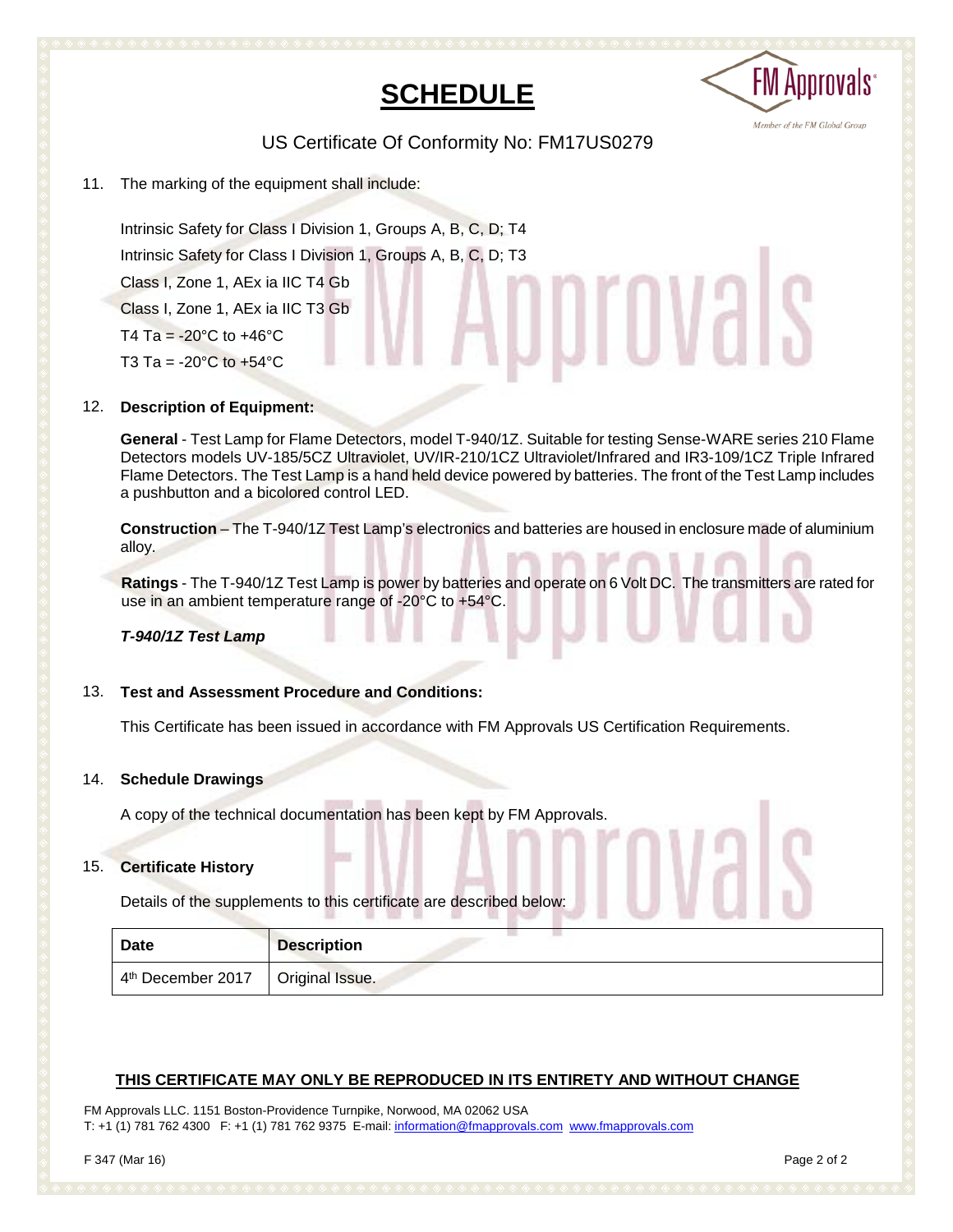# SCHEDULE

US Certificate Of Conformity No: FM17US0279

11. The marking of the equipment shall include:

Intrinsic Safety for Class I Division 1, Groups A, B, C, D; T4

Intrinsic Safety for Class I Division 1, Groups A, B, C, D; T3

Class I, Zone 1, AEx ia IIC T4 Gb

Class I, Zone 1, AEx ia IIC T3 Gb

T4 Ta = -20°C to +46°C

T3 Ta = -20°C to +54°C

12. **Description of Equipment:**

**General** - Test Lamp for Flame Detectors, model T-940/1Z. Suitable for testing Sense-WARE series 210 Flame Detectors models UV-185/5CZ Ultraviolet, UV/IR-210/1CZ Ultraviolet/Infrared and IR3-109/1CZ Triple Infrared Flame Detectors. The Test Lamp is a hand held device powered by batteries. The front of the Test Lamp includes a pushbutton and a bicolored control LED.

**Construction** – The T-940/1Z Test Lamp's electronics and batteries are housed in enclosure made of aluminium alloy.

**Ratings** - The T-940/1Z Test Lamp is power by batteries and operate on 6 Volt DC. The transmitters are rated for use in an ambient temperature range of -20°C to +54°C.

***T-940/1Z Test Lamp***

13. **Test and Assessment Procedure and Conditions:**

This Certificate has been issued in accordance with FM Approvals US Certification Requirements.

14. **Schedule Drawings**

A copy of the technical documentation has been kept by FM Approvals.

15. **Certificate History**

Details of the supplements to this certificate are described below:

| Date | Description |
|---|---|
| 4th December 2017 | Original Issue. |

**THIS CERTIFICATE MAY ONLY BE REPRODUCED IN ITS ENTIRETY AND WITHOUT CHANGE**

FM Approvals LLC. 1151 Boston-Providence Turnpike, Norwood, MA 02062 USA
T: +1 (1) 781 762 4300 F: +1 (1) 781 762 9375 E-mail: information@fmapprovals.com www.fmapprovals.com

F 347 (Mar 16)